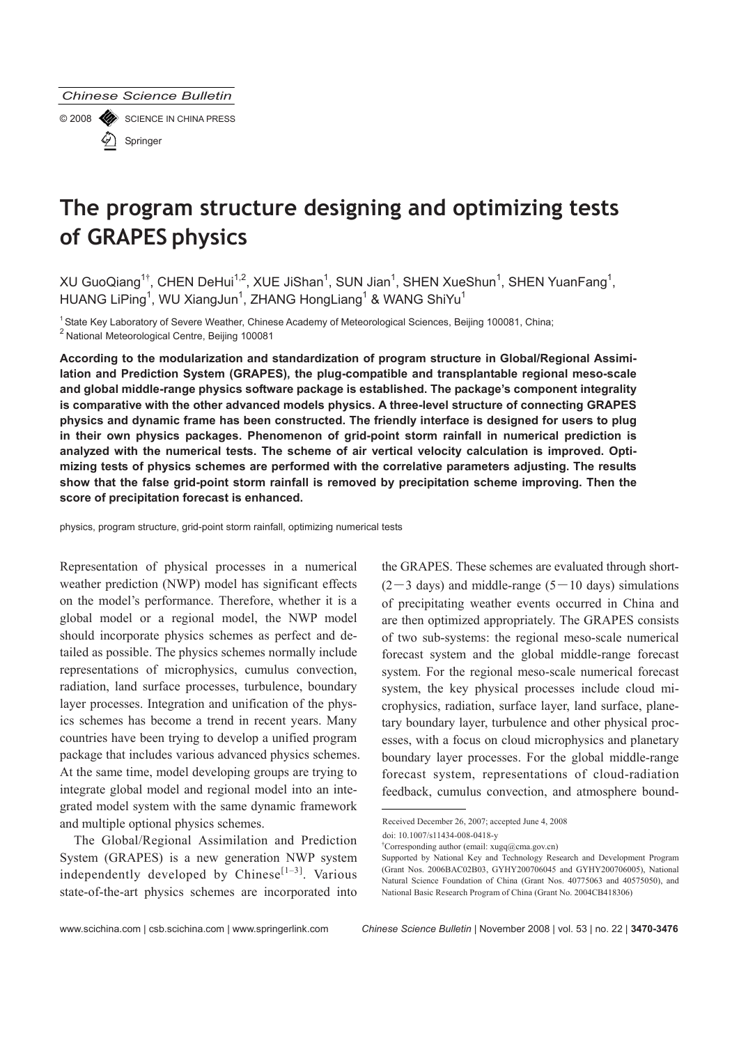# The program structure designing and optimizing tests of GRAPES physics

XU GuoQiang[1†], CHEN DeHui[1,2], XUE JiShan[1], SUN Jian[1], SHEN XueShun[1], SHEN YuanFang[1], HUANG LiPing[1], WU XiangJun[1], ZHANG HongLiang[1] & WANG ShiYu[1]

[1] State Key Laboratory of Severe Weather, Chinese Academy of Meteorological Sciences, Beijing 100081, China;
[2] National Meteorological Centre, Beijing 100081

**According to the modularization and standardization of program structure in Global/Regional Assimilation and Prediction System (GRAPES), the plug-compatible and transplantable regional meso-scale and global middle-range physics software package is established. The package's component integrality is comparative with the other advanced models physics. A three-level structure of connecting GRAPES physics and dynamic frame has been constructed. The friendly interface is designed for users to plug in their own physics packages. Phenomenon of grid-point storm rainfall in numerical prediction is analyzed with the numerical tests. The scheme of air vertical velocity calculation is improved. Optimizing tests of physics schemes are performed with the correlative parameters adjusting. The results show that the false grid-point storm rainfall is removed by precipitation scheme improving. Then the score of precipitation forecast is enhanced.**

physics, program structure, grid-point storm rainfall, optimizing numerical tests

Representation of physical processes in a numerical weather prediction (NWP) model has significant effects on the model's performance. Therefore, whether it is a global model or a regional model, the NWP model should incorporate physics schemes as perfect and detailed as possible. The physics schemes normally include representations of microphysics, cumulus convection, radiation, land surface processes, turbulence, boundary layer processes. Integration and unification of the physics schemes has become a trend in recent years. Many countries have been trying to develop a unified program package that includes various advanced physics schemes. At the same time, model developing groups are trying to integrate global model and regional model into an integrated model system with the same dynamic framework and multiple optional physics schemes.

The Global/Regional Assimilation and Prediction System (GRAPES) is a new generation NWP system independently developed by Chinese[1–3]. Various state-of-the-art physics schemes are incorporated into the GRAPES. These schemes are evaluated through short- (2—3 days) and middle-range (5—10 days) simulations of precipitating weather events occurred in China and are then optimized appropriately. The GRAPES consists of two sub-systems: the regional meso-scale numerical forecast system and the global middle-range forecast system. For the regional meso-scale numerical forecast system, the key physical processes include cloud microphysics, radiation, surface layer, land surface, planetary boundary layer, turbulence and other physical processes, with a focus on cloud microphysics and planetary boundary layer processes. For the global middle-range forecast system, representations of cloud-radiation feedback, cumulus convection, and atmosphere bound-

Received December 26, 2007; accepted June 4, 2008
doi: 10.1007/s11434-008-0418-y
†Corresponding author (email: xugq@cma.gov.cn)
Supported by National Key and Technology Research and Development Program (Grant Nos. 2006BAC02B03, GYHY200706045 and GYHY200706005), National Natural Science Foundation of China (Grant Nos. 40775063 and 40575050), and National Basic Research Program of China (Grant No. 2004CB418306)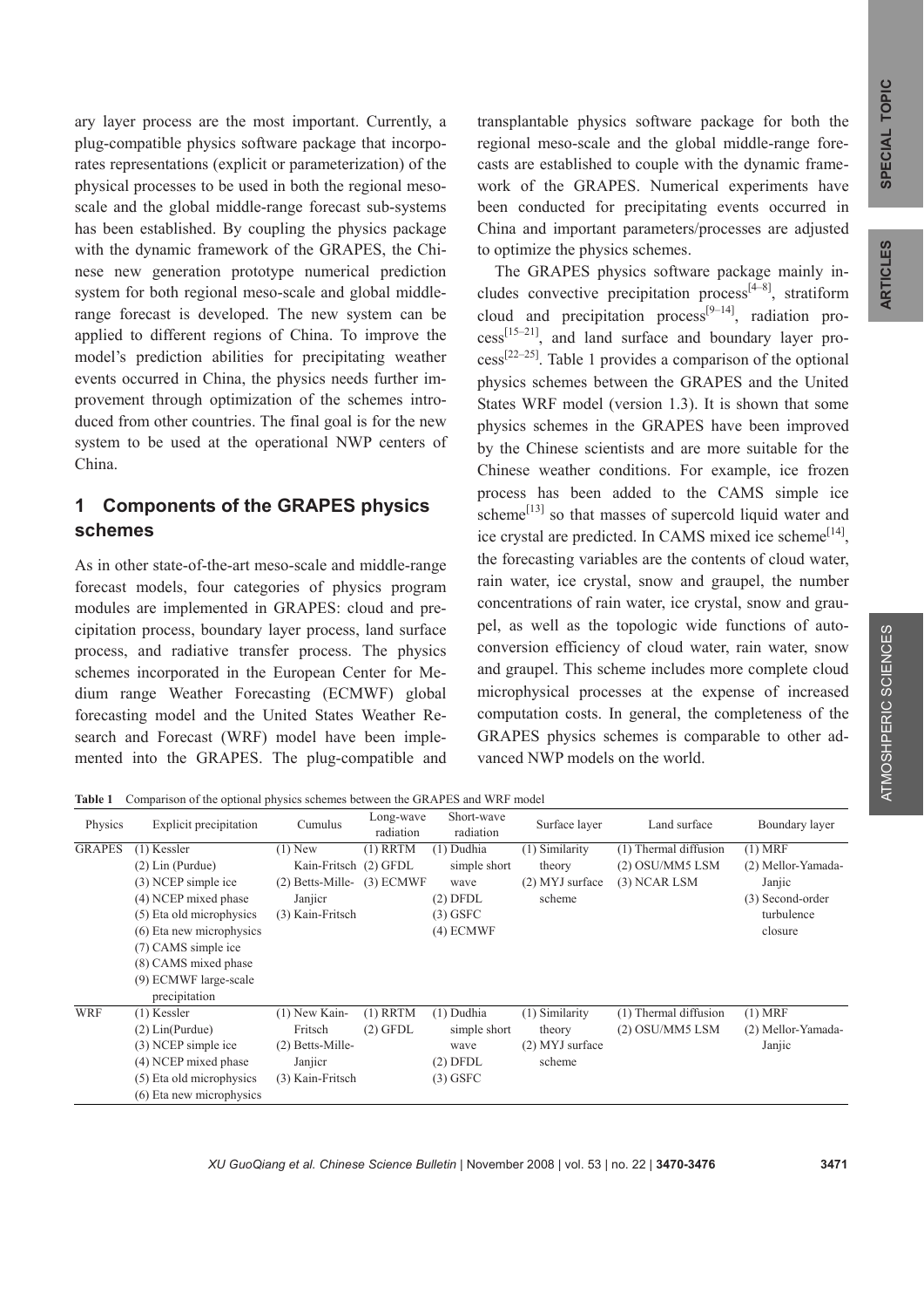ary layer process are the most important. Currently, a plug-compatible physics software package that incorporates representations (explicit or parameterization) of the physical processes to be used in both the regional meso-scale and the global middle-range forecast sub-systems has been established. By coupling the physics package with the dynamic framework of the GRAPES, the Chinese new generation prototype numerical prediction system for both regional meso-scale and global middle-range forecast is developed. The new system can be applied to different regions of China. To improve the model's prediction abilities for precipitating weather events occurred in China, the physics needs further improvement through optimization of the schemes introduced from other countries. The final goal is for the new system to be used at the operational NWP centers of China.

## 1 Components of the GRAPES physics schemes

As in other state-of-the-art meso-scale and middle-range forecast models, four categories of physics program modules are implemented in GRAPES: cloud and precipitation process, boundary layer process, land surface process, and radiative transfer process. The physics schemes incorporated in the European Center for Medium range Weather Forecasting (ECMWF) global forecasting model and the United States Weather Research and Forecast (WRF) model have been implemented into the GRAPES. The plug-compatible and transplantable physics software package for both the regional meso-scale and the global middle-range forecasts are established to couple with the dynamic framework of the GRAPES. Numerical experiments have been conducted for precipitating events occurred in China and important parameters/processes are adjusted to optimize the physics schemes.

The GRAPES physics software package mainly includes convective precipitation process[4–8], stratiform cloud and precipitation process[9–14], radiation process[15–21], and land surface and boundary layer process[22–25]. Table 1 provides a comparison of the optional physics schemes between the GRAPES and the United States WRF model (version 1.3). It is shown that some physics schemes in the GRAPES have been improved by the Chinese scientists and are more suitable for the Chinese weather conditions. For example, ice frozen process has been added to the CAMS simple ice scheme[13] so that masses of supercold liquid water and ice crystal are predicted. In CAMS mixed ice scheme[14], the forecasting variables are the contents of cloud water, rain water, ice crystal, snow and graupel, the number concentrations of rain water, ice crystal, snow and graupel, as well as the topologic wide functions of autoconversion efficiency of cloud water, rain water, snow and graupel. This scheme includes more complete cloud microphysical processes at the expense of increased computation costs. In general, the completeness of the GRAPES physics schemes is comparable to other advanced NWP models on the world.

**Table 1** Comparison of the optional physics schemes between the GRAPES and WRF model

| Physics | Explicit precipitation | Cumulus | Long-wave radiation | Short-wave radiation | Surface layer | Land surface | Boundary layer |
|---|---|---|---|---|---|---|---|
| GRAPES | (1) Kessler<br>(2) Lin (Purdue)<br>(3) NCEP simple ice<br>(4) NCEP mixed phase<br>(5) Eta old microphysics<br>(6) Eta new microphysics<br>(7) CAMS simple ice<br>(8) CAMS mixed phase<br>(9) ECMWF large-scale precipitation | (1) New Kain-Fritsch<br>(2) Betts-Mille-Janjicr<br>(3) Kain-Fritsch | (1) RRTM<br>(2) GFDL<br>(3) ECMWF | (1) Dudhia simple short wave<br>(2) DFDL<br>(3) GSFC<br>(4) ECMWF | (1) Similarity theory<br>(2) MYJ surface scheme | (1) Thermal diffusion<br>(2) OSU/MM5 LSM<br>(3) NCAR LSM | (1) MRF<br>(2) Mellor-Yamada-Janjic<br>(3) Second-order turbulence closure |
| WRF | (1) Kessler<br>(2) Lin(Purdue)<br>(3) NCEP simple ice<br>(4) NCEP mixed phase<br>(5) Eta old microphysics<br>(6) Eta new microphysics | (1) New Kain-Fritsch<br>(2) Betts-Mille-Janjicr<br>(3) Kain-Fritsch | (1) RRTM<br>(2) GFDL | (1) Dudhia simple short wave<br>(2) DFDL<br>(3) GSFC | (1) Similarity theory<br>(2) MYJ surface scheme | (1) Thermal diffusion<br>(2) OSU/MM5 LSM | (1) MRF<br>(2) Mellor-Yamada-Janjic |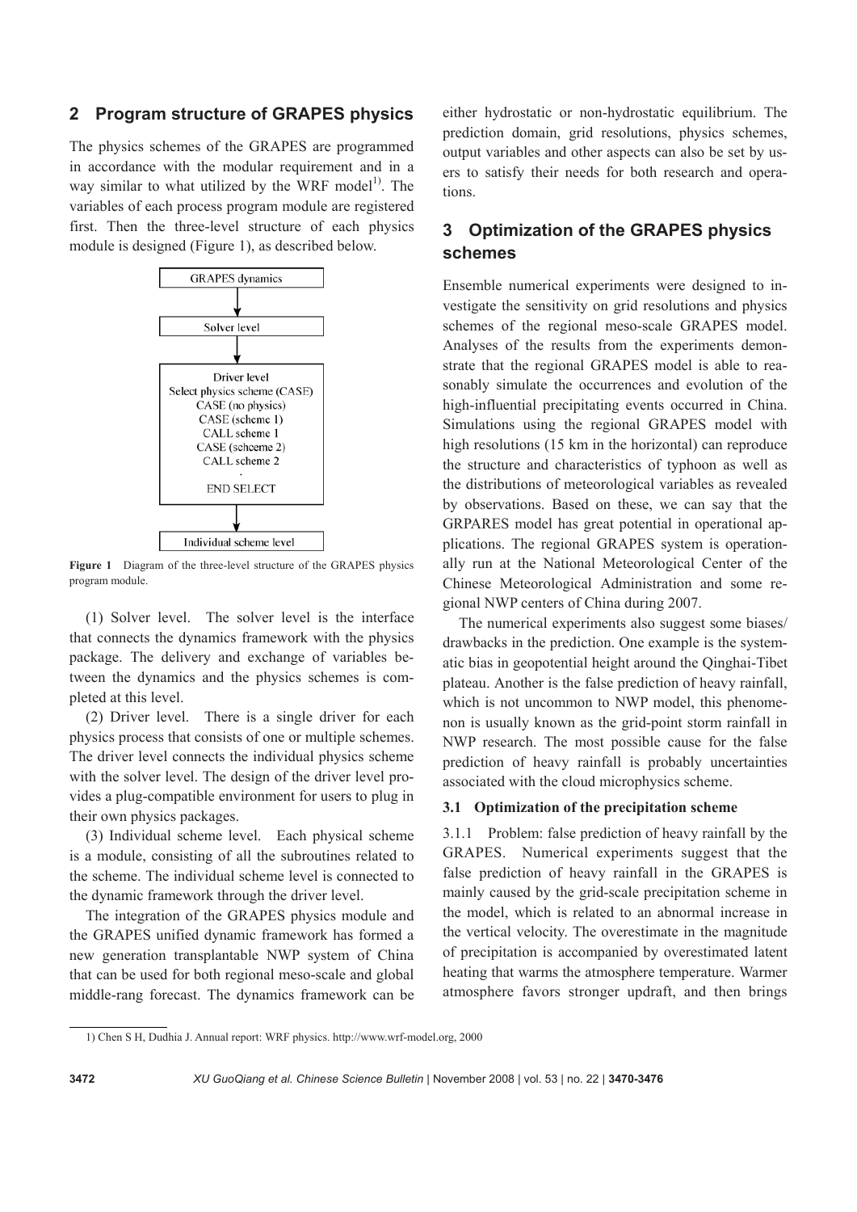## 2 Program structure of GRAPES physics

The physics schemes of the GRAPES are programmed in accordance with the modular requirement and in a way similar to what utilized by the WRF model[1)]. The variables of each process program module are registered first. Then the three-level structure of each physics module is designed (Figure 1), as described below.

```
GRAPES dynamics
      ↓
Solver level
      ↓
Driver level
Select physics scheme (CASE)
CASE (no physics)
CASE (scheme 1)
CALL scheme 1
CASE (scheeme 2)
CALL scheme 2
·
END SELECT
      ↓
Individual scheme level
```

**Figure 1** Diagram of the three-level structure of the GRAPES physics program module.

(1) Solver level. The solver level is the interface that connects the dynamics framework with the physics package. The delivery and exchange of variables between the dynamics and the physics schemes is completed at this level.

(2) Driver level. There is a single driver for each physics process that consists of one or multiple schemes. The driver level connects the individual physics scheme with the solver level. The design of the driver level provides a plug-compatible environment for users to plug in their own physics packages.

(3) Individual scheme level. Each physical scheme is a module, consisting of all the subroutines related to the scheme. The individual scheme level is connected to the dynamic framework through the driver level.

The integration of the GRAPES physics module and the GRAPES unified dynamic framework has formed a new generation transplantable NWP system of China that can be used for both regional meso-scale and global middle-rang forecast. The dynamics framework can be either hydrostatic or non-hydrostatic equilibrium. The prediction domain, grid resolutions, physics schemes, output variables and other aspects can also be set by users to satisfy their needs for both research and operations.

## 3 Optimization of the GRAPES physics schemes

Ensemble numerical experiments were designed to investigate the sensitivity on grid resolutions and physics schemes of the regional meso-scale GRAPES model. Analyses of the results from the experiments demonstrate that the regional GRAPES model is able to reasonably simulate the occurrences and evolution of the high-influential precipitating events occurred in China. Simulations using the regional GRAPES model with high resolutions (15 km in the horizontal) can reproduce the structure and characteristics of typhoon as well as the distributions of meteorological variables as revealed by observations. Based on these, we can say that the GRPARES model has great potential in operational applications. The regional GRAPES system is operationally run at the National Meteorological Center of the Chinese Meteorological Administration and some regional NWP centers of China during 2007.

The numerical experiments also suggest some biases/drawbacks in the prediction. One example is the systematic bias in geopotential height around the Qinghai-Tibet plateau. Another is the false prediction of heavy rainfall, which is not uncommon to NWP model, this phenomenon is usually known as the grid-point storm rainfall in NWP research. The most possible cause for the false prediction of heavy rainfall is probably uncertainties associated with the cloud microphysics scheme.

### 3.1 Optimization of the precipitation scheme

3.1.1 Problem: false prediction of heavy rainfall by the GRAPES. Numerical experiments suggest that the false prediction of heavy rainfall in the GRAPES is mainly caused by the grid-scale precipitation scheme in the model, which is related to an abnormal increase in the vertical velocity. The overestimate in the magnitude of precipitation is accompanied by overestimated latent heating that warms the atmosphere temperature. Warmer atmosphere favors stronger updraft, and then brings

1) Chen S H, Dudhia J. Annual report: WRF physics. http://www.wrf-model.org, 2000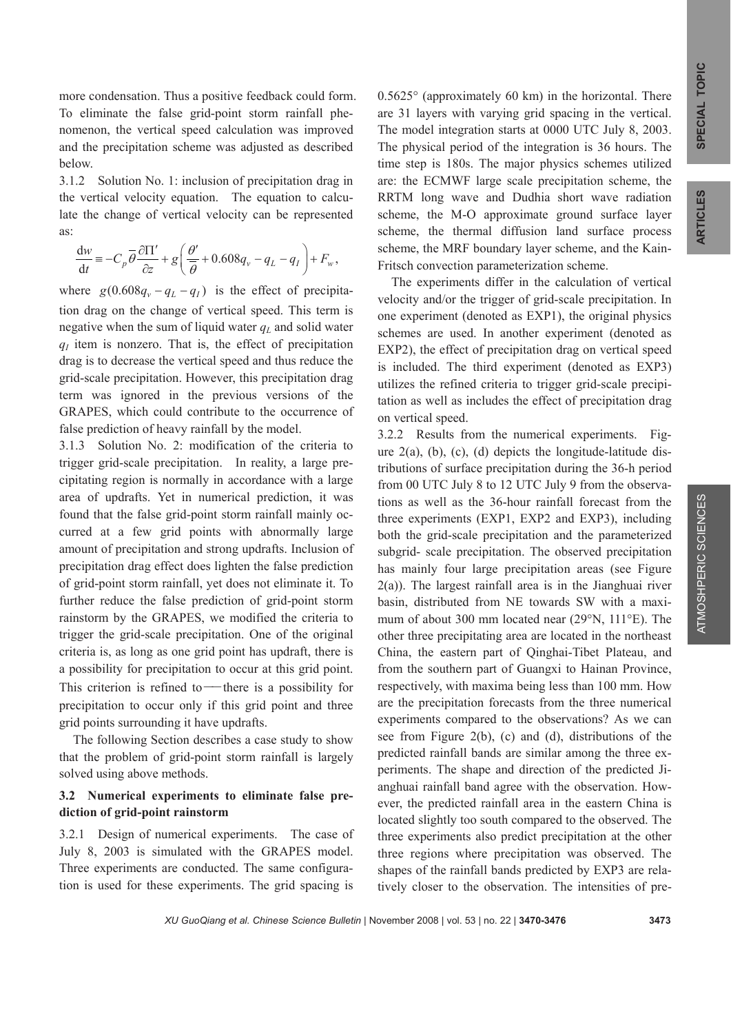more condensation. Thus a positive feedback could form. To eliminate the false grid-point storm rainfall phenomenon, the vertical speed calculation was improved and the precipitation scheme was adjusted as described below.

3.1.2 Solution No. 1: inclusion of precipitation drag in the vertical velocity equation. The equation to calculate the change of vertical velocity can be represented as:

$$\frac{\mathrm{d}w}{\mathrm{d}t} \equiv -C_p \overline{\theta} \frac{\partial \Pi'}{\partial z} + g\left(\frac{\theta'}{\overline{\theta}} + 0.608 q_v - q_L - q_I\right) + F_w,$$

where $g(0.608q_v - q_L - q_I)$ is the effect of precipitation drag on the change of vertical speed. This term is negative when the sum of liquid water $q_L$ and solid water $q_I$ item is nonzero. That is, the effect of precipitation drag is to decrease the vertical speed and thus reduce the grid-scale precipitation. However, this precipitation drag term was ignored in the previous versions of the GRAPES, which could contribute to the occurrence of false prediction of heavy rainfall by the model.

3.1.3 Solution No. 2: modification of the criteria to trigger grid-scale precipitation. In reality, a large precipitating region is normally in accordance with a large area of updrafts. Yet in numerical prediction, it was found that the false grid-point storm rainfall mainly occurred at a few grid points with abnormally large amount of precipitation and strong updrafts. Inclusion of precipitation drag effect does lighten the false prediction of grid-point storm rainfall, yet does not eliminate it. To further reduce the false prediction of grid-point storm rainstorm by the GRAPES, we modified the criteria to trigger the grid-scale precipitation. One of the original criteria is, as long as one grid point has updraft, there is a possibility for precipitation to occur at this grid point. This criterion is refined to—there is a possibility for precipitation to occur only if this grid point and three grid points surrounding it have updrafts.

The following Section describes a case study to show that the problem of grid-point storm rainfall is largely solved using above methods.

### 3.2 Numerical experiments to eliminate false prediction of grid-point rainstorm

3.2.1 Design of numerical experiments. The case of July 8, 2003 is simulated with the GRAPES model. Three experiments are conducted. The same configuration is used for these experiments. The grid spacing is 0.5625° (approximately 60 km) in the horizontal. There are 31 layers with varying grid spacing in the vertical. The model integration starts at 0000 UTC July 8, 2003. The physical period of the integration is 36 hours. The time step is 180s. The major physics schemes utilized are: the ECMWF large scale precipitation scheme, the RRTM long wave and Dudhia short wave radiation scheme, the M-O approximate ground surface layer scheme, the thermal diffusion land surface process scheme, the MRF boundary layer scheme, and the Kain-Fritsch convection parameterization scheme.

The experiments differ in the calculation of vertical velocity and/or the trigger of grid-scale precipitation. In one experiment (denoted as EXP1), the original physics schemes are used. In another experiment (denoted as EXP2), the effect of precipitation drag on vertical speed is included. The third experiment (denoted as EXP3) utilizes the refined criteria to trigger grid-scale precipitation as well as includes the effect of precipitation drag on vertical speed.

3.2.2 Results from the numerical experiments. Figure 2(a), (b), (c), (d) depicts the longitude-latitude distributions of surface precipitation during the 36-h period from 00 UTC July 8 to 12 UTC July 9 from the observations as well as the 36-hour rainfall forecast from the three experiments (EXP1, EXP2 and EXP3), including both the grid-scale precipitation and the parameterized subgrid- scale precipitation. The observed precipitation has mainly four large precipitation areas (see Figure 2(a)). The largest rainfall area is in the Jianghuai river basin, distributed from NE towards SW with a maximum of about 300 mm located near (29°N, 111°E). The other three precipitating area are located in the northeast China, the eastern part of Qinghai-Tibet Plateau, and from the southern part of Guangxi to Hainan Province, respectively, with maxima being less than 100 mm. How are the precipitation forecasts from the three numerical experiments compared to the observations? As we can see from Figure 2(b), (c) and (d), distributions of the predicted rainfall bands are similar among the three experiments. The shape and direction of the predicted Jianghuai rainfall band agree with the observation. However, the predicted rainfall area in the eastern China is located slightly too south compared to the observed. The three experiments also predict precipitation at the other three regions where precipitation was observed. The shapes of the rainfall bands predicted by EXP3 are relatively closer to the observation. The intensities of pre-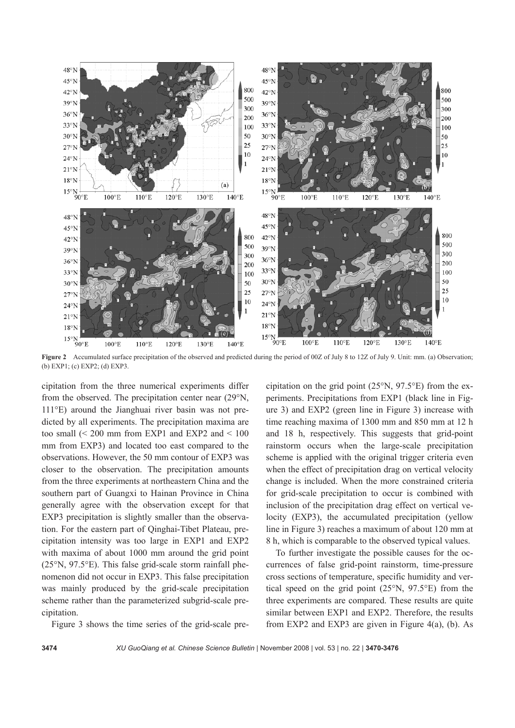**Figure 2** Accumulated surface precipitation of the observed and predicted during the period of 00Z of July 8 to 12Z of July 9. Unit: mm. (a) Observation; (b) EXP1; (c) EXP2; (d) EXP3.

cipitation from the three numerical experiments differ from the observed. The precipitation center near (29°N, 111°E) around the Jianghuai river basin was not predicted by all experiments. The precipitation maxima are too small (< 200 mm from EXP1 and EXP2 and < 100 mm from EXP3) and located too east compared to the observations. However, the 50 mm contour of EXP3 was closer to the observation. The precipitation amounts from the three experiments at northeastern China and the southern part of Guangxi to Hainan Province in China generally agree with the observation except for that EXP3 precipitation is slightly smaller than the observation. For the eastern part of Qinghai-Tibet Plateau, precipitation intensity was too large in EXP1 and EXP2 with maxima of about 1000 mm around the grid point (25°N, 97.5°E). This false grid-scale storm rainfall phenomenon did not occur in EXP3. This false precipitation was mainly produced by the grid-scale precipitation scheme rather than the parameterized subgrid-scale precipitation.

Figure 3 shows the time series of the grid-scale precipitation on the grid point (25°N, 97.5°E) from the experiments. Precipitations from EXP1 (black line in Figure 3) and EXP2 (green line in Figure 3) increase with time reaching maxima of 1300 mm and 850 mm at 12 h and 18 h, respectively. This suggests that grid-point rainstorm occurs when the large-scale precipitation scheme is applied with the original trigger criteria even when the effect of precipitation drag on vertical velocity change is included. When the more constrained criteria for grid-scale precipitation to occur is combined with inclusion of the precipitation drag effect on vertical velocity (EXP3), the accumulated precipitation (yellow line in Figure 3) reaches a maximum of about 120 mm at 8 h, which is comparable to the observed typical values.

To further investigate the possible causes for the occurrences of false grid-point rainstorm, time-pressure cross sections of temperature, specific humidity and vertical speed on the grid point (25°N, 97.5°E) from the three experiments are compared. These results are quite similar between EXP1 and EXP2. Therefore, the results from EXP2 and EXP3 are given in Figure 4(a), (b). As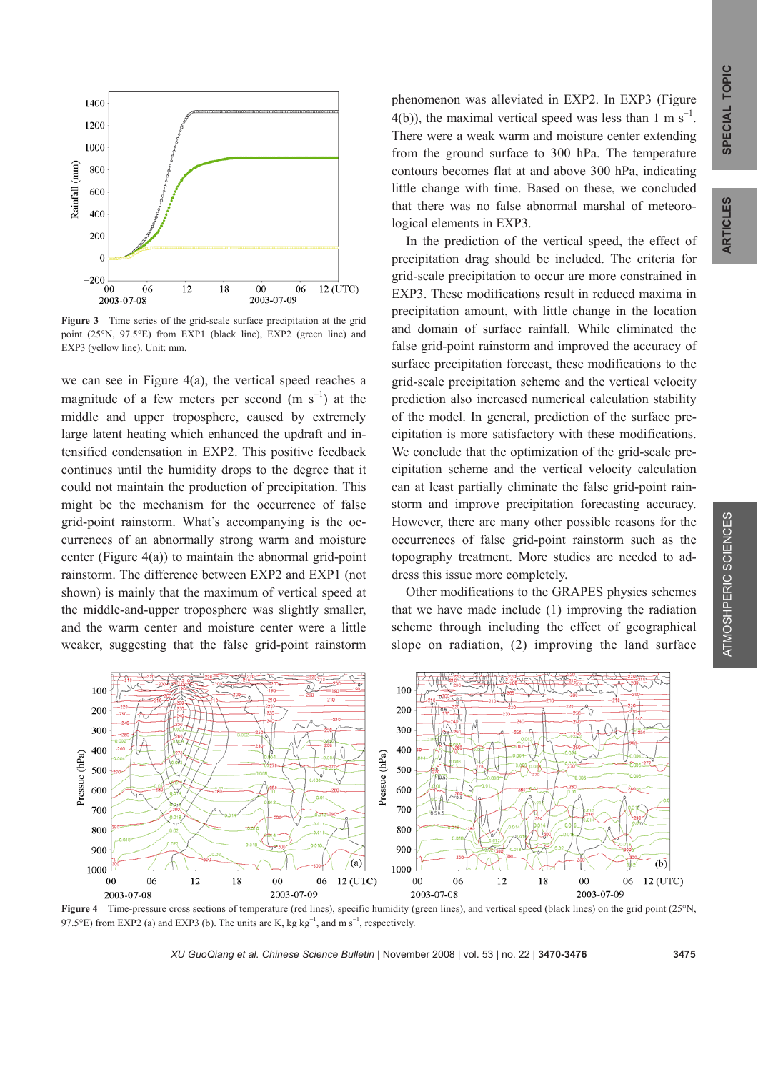Figure 3 Time series of the grid-scale surface precipitation at the grid point (25°N, 97.5°E) from EXP1 (black line), EXP2 (green line) and EXP3 (yellow line). Unit: mm.

we can see in Figure 4(a), the vertical speed reaches a magnitude of a few meters per second (m $s^{-1}$) at the middle and upper troposphere, caused by extremely large latent heating which enhanced the updraft and intensified condensation in EXP2. This positive feedback continues until the humidity drops to the degree that it could not maintain the production of precipitation. This might be the mechanism for the occurrence of false grid-point rainstorm. What's accompanying is the occurrences of an abnormally strong warm and moisture center (Figure 4(a)) to maintain the abnormal grid-point rainstorm. The difference between EXP2 and EXP1 (not shown) is mainly that the maximum of vertical speed at the middle-and-upper troposphere was slightly smaller, and the warm center and moisture center were a little weaker, suggesting that the false grid-point rainstorm phenomenon was alleviated in EXP2. In EXP3 (Figure 4(b)), the maximal vertical speed was less than 1 m $s^{-1}$. There were a weak warm and moisture center extending from the ground surface to 300 hPa. The temperature contours becomes flat at and above 300 hPa, indicating little change with time. Based on these, we concluded that there was no false abnormal marshal of meteorological elements in EXP3.

In the prediction of the vertical speed, the effect of precipitation drag should be included. The criteria for grid-scale precipitation to occur are more constrained in EXP3. These modifications result in reduced maxima in precipitation amount, with little change in the location and domain of surface rainfall. While eliminated the false grid-point rainstorm and improved the accuracy of surface precipitation forecast, these modifications to the grid-scale precipitation scheme and the vertical velocity prediction also increased numerical calculation stability of the model. In general, prediction of the surface precipitation is more satisfactory with these modifications. We conclude that the optimization of the grid-scale precipitation scheme and the vertical velocity calculation can at least partially eliminate the false grid-point rainstorm and improve precipitation forecasting accuracy. However, there are many other possible reasons for the occurrences of false grid-point rainstorm such as the topography treatment. More studies are needed to address this issue more completely.

Other modifications to the GRAPES physics schemes that we have made include (1) improving the radiation scheme through including the effect of geographical slope on radiation, (2) improving the land surface

Figure 4 Time-pressure cross sections of temperature (red lines), specific humidity (green lines), and vertical speed (black lines) on the grid point (25°N, 97.5°E) from EXP2 (a) and EXP3 (b). The units are K, kg $kg^{-1}$, and m $s^{-1}$, respectively.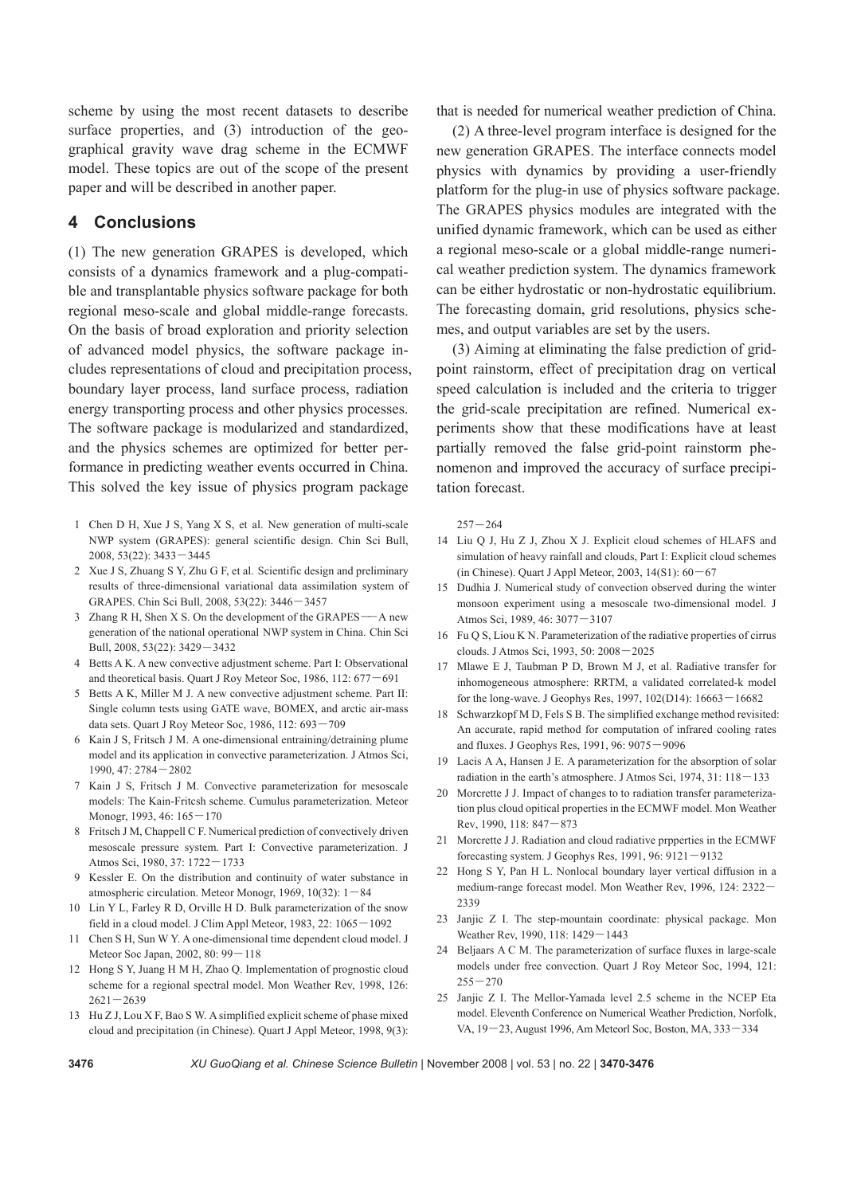scheme by using the most recent datasets to describe surface properties, and (3) introduction of the geographical gravity wave drag scheme in the ECMWF model. These topics are out of the scope of the present paper and will be described in another paper.

## 4 Conclusions

(1) The new generation GRAPES is developed, which consists of a dynamics framework and a plug-compatible and transplantable physics software package for both regional meso-scale and global middle-range forecasts. On the basis of broad exploration and priority selection of advanced model physics, the software package includes representations of cloud and precipitation process, boundary layer process, land surface process, radiation energy transporting process and other physics processes. The software package is modularized and standardized, and the physics schemes are optimized for better performance in predicting weather events occurred in China. This solved the key issue of physics program package that is needed for numerical weather prediction of China.

(2) A three-level program interface is designed for the new generation GRAPES. The interface connects model physics with dynamics by providing a user-friendly platform for the plug-in use of physics software package. The GRAPES physics modules are integrated with the unified dynamic framework, which can be used as either a regional meso-scale or a global middle-range numerical weather prediction system. The dynamics framework can be either hydrostatic or non-hydrostatic equilibrium. The forecasting domain, grid resolutions, physics schemes, and output variables are set by the users.

(3) Aiming at eliminating the false prediction of grid-point rainstorm, effect of precipitation drag on vertical speed calculation is included and the criteria to trigger the grid-scale precipitation are refined. Numerical experiments show that these modifications have at least partially removed the false grid-point rainstorm phenomenon and improved the accuracy of surface precipitation forecast.

1 Chen D H, Xue J S, Yang X S, et al. New generation of multi-scale NWP system (GRAPES): general scientific design. Chin Sci Bull, 2008, 53(22): 3433－3445
2 Xue J S, Zhuang S Y, Zhu G F, et al. Scientific design and preliminary results of three-dimensional variational data assimilation system of GRAPES. Chin Sci Bull, 2008, 53(22): 3446－3457
3 Zhang R H, Shen X S. On the development of the GRAPES — A new generation of the national operational NWP system in China. Chin Sci Bull, 2008, 53(22): 3429－3432
4 Betts A K. A new convective adjustment scheme. Part I: Observational and theoretical basis. Quart J Roy Meteor Soc, 1986, 112: 677－691
5 Betts A K, Miller M J. A new convective adjustment scheme. Part II: Single column tests using GATE wave, BOMEX, and arctic air-mass data sets. Quart J Roy Meteor Soc, 1986, 112: 693－709
6 Kain J S, Fritsch J M. A one-dimensional entraining/detraining plume model and its application in convective parameterization. J Atmos Sci, 1990, 47: 2784－2802
7 Kain J S, Fritsch J M. Convective parameterization for mesoscale models: The Kain-Fritcsh scheme. Cumulus parameterization. Meteor Monogr, 1993, 46: 165－170
8 Fritsch J M, Chappell C F. Numerical prediction of convectively driven mesoscale pressure system. Part I: Convective parameterization. J Atmos Sci, 1980, 37: 1722－1733
9 Kessler E. On the distribution and continuity of water substance in atmospheric circulation. Meteor Monogr, 1969, 10(32): 1－84
10 Lin Y L, Farley R D, Orville H D. Bulk parameterization of the snow field in a cloud model. J Clim Appl Meteor, 1983, 22: 1065－1092
11 Chen S H, Sun W Y. A one-dimensional time dependent cloud model. J Meteor Soc Japan, 2002, 80: 99－118
12 Hong S Y, Juang H M H, Zhao Q. Implementation of prognostic cloud scheme for a regional spectral model. Mon Weather Rev, 1998, 126: 2621－2639
13 Hu Z J, Lou X F, Bao S W. A simplified explicit scheme of phase mixed cloud and precipitation (in Chinese). Quart J Appl Meteor, 1998, 9(3): 257－264
14 Liu Q J, Hu Z J, Zhou X J. Explicit cloud schemes of HLAFS and simulation of heavy rainfall and clouds, Part I: Explicit cloud schemes (in Chinese). Quart J Appl Meteor, 2003, 14(S1): 60－67
15 Dudhia J. Numerical study of convection observed during the winter monsoon experiment using a mesoscale two-dimensional model. J Atmos Sci, 1989, 46: 3077－3107
16 Fu Q S, Liou K N. Parameterization of the radiative properties of cirrus clouds. J Atmos Sci, 1993, 50: 2008－2025
17 Mlawe E J, Taubman P D, Brown M J, et al. Radiative transfer for inhomogeneous atmosphere: RRTM, a validated correlated-k model for the long-wave. J Geophys Res, 1997, 102(D14): 16663－16682
18 Schwarzkopf M D, Fels S B. The simplified exchange method revisited: An accurate, rapid method for computation of infrared cooling rates and fluxes. J Geophys Res, 1991, 96: 9075－9096
19 Lacis A A, Hansen J E. A parameterization for the absorption of solar radiation in the earth's atmosphere. J Atmos Sci, 1974, 31: 118－133
20 Morcrette J J. Impact of changes to to radiation transfer parameterization plus cloud opitical properties in the ECMWF model. Mon Weather Rev, 1990, 118: 847－873
21 Morcrette J J. Radiation and cloud radiative prpperties in the ECMWF forecasting system. J Geophys Res, 1991, 96: 9121－9132
22 Hong S Y, Pan H L. Nonlocal boundary layer vertical diffusion in a medium-range forecast model. Mon Weather Rev, 1996, 124: 2322－2339
23 Janjic Z I. The step-mountain coordinate: physical package. Mon Weather Rev, 1990, 118: 1429－1443
24 Beljaars A C M. The parameterization of surface fluxes in large-scale models under free convection. Quart J Roy Meteor Soc, 1994, 121: 255－270
25 Janjic Z I. The Mellor-Yamada level 2.5 scheme in the NCEP Eta model. Eleventh Conference on Numerical Weather Prediction, Norfolk, VA, 19－23, August 1996, Am Meteorl Soc, Boston, MA, 333－334